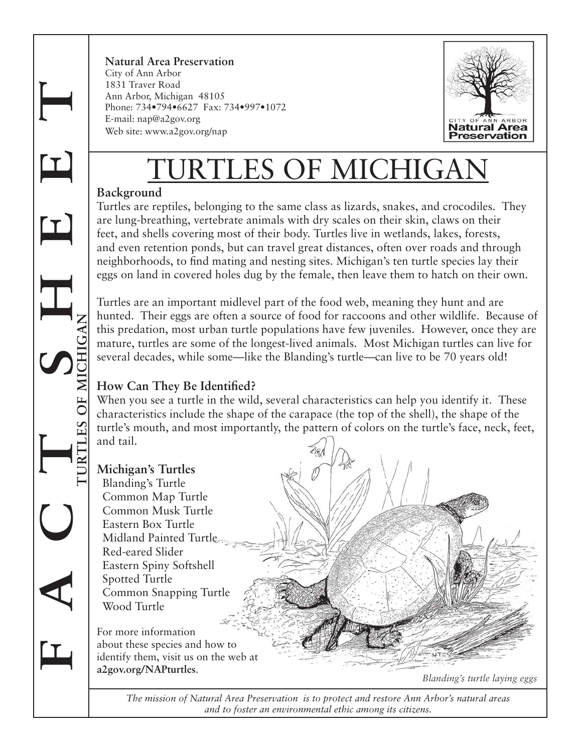**Natural Area Preservation**
City of Ann Arbor
1831 Traver Road
Ann Arbor, Michigan 48105
Phone: 734•794•6627 Fax: 734•997•1072
E-mail: nap@a2gov.org
Web site: www.a2gov.org/nap

# TURTLES OF MICHIGAN

## Background

Turtles are reptiles, belonging to the same class as lizards, snakes, and crocodiles. They are lung-breathing, vertebrate animals with dry scales on their skin, claws on their feet, and shells covering most of their body. Turtles live in wetlands, lakes, forests, and even retention ponds, but can travel great distances, often over roads and through neighborhoods, to find mating and nesting sites. Michigan's ten turtle species lay their eggs on land in covered holes dug by the female, then leave them to hatch on their own.

Turtles are an important midlevel part of the food web, meaning they hunt and are hunted. Their eggs are often a source of food for raccoons and other wildlife. Because of this predation, most urban turtle populations have few juveniles. However, once they are mature, turtles are some of the longest-lived animals. Most Michigan turtles can live for several decades, while some—like the Blanding's turtle—can live to be 70 years old!

## How Can They Be Identified?

When you see a turtle in the wild, several characteristics can help you identify it. These characteristics include the shape of the carapace (the top of the shell), the shape of the turtle's mouth, and most importantly, the pattern of colors on the turtle's face, neck, feet, and tail.

## Michigan's Turtles

- Blanding's Turtle
- Common Map Turtle
- Common Musk Turtle
- Eastern Box Turtle
- Midland Painted Turtle
- Red-eared Slider
- Eastern Spiny Softshell
- Spotted Turtle
- Common Snapping Turtle
- Wood Turtle

For more information about these species and how to identify them, visit us on the web at **a2gov.org/NAPturtles**.

*Blanding's turtle laying eggs*

*The mission of Natural Area Preservation is to protect and restore Ann Arbor's natural areas and to foster an environmental ethic among its citizens.*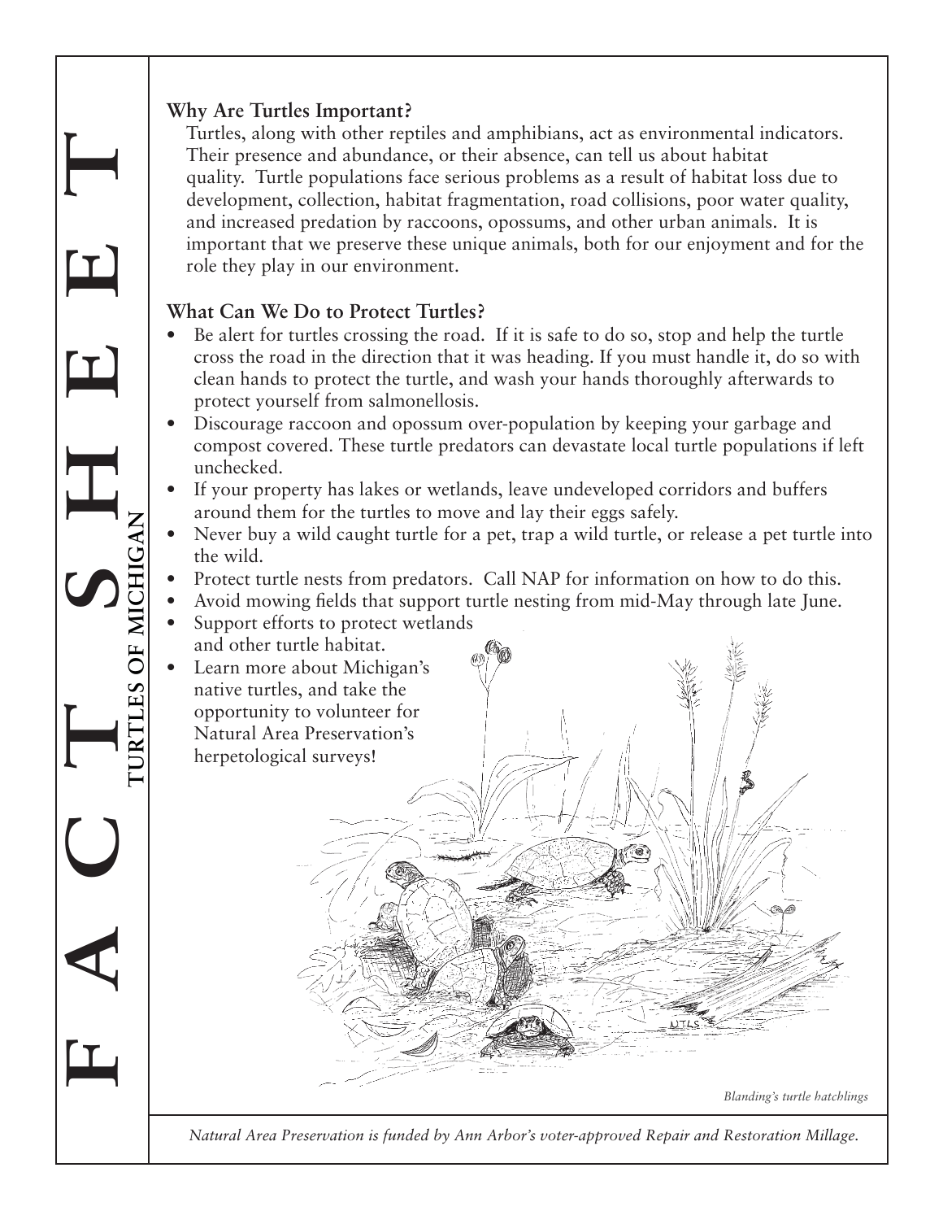## Why Are Turtles Important?

Turtles, along with other reptiles and amphibians, act as environmental indicators. Their presence and abundance, or their absence, can tell us about habitat quality. Turtle populations face serious problems as a result of habitat loss due to development, collection, habitat fragmentation, road collisions, poor water quality, and increased predation by raccoons, opossums, and other urban animals. It is important that we preserve these unique animals, both for our enjoyment and for the role they play in our environment.

## What Can We Do to Protect Turtles?

- Be alert for turtles crossing the road. If it is safe to do so, stop and help the turtle cross the road in the direction that it was heading. If you must handle it, do so with clean hands to protect the turtle, and wash your hands thoroughly afterwards to protect yourself from salmonellosis.
- Discourage raccoon and opossum over-population by keeping your garbage and compost covered. These turtle predators can devastate local turtle populations if left unchecked.
- If your property has lakes or wetlands, leave undeveloped corridors and buffers around them for the turtles to move and lay their eggs safely.
- Never buy a wild caught turtle for a pet, trap a wild turtle, or release a pet turtle into the wild.
- Protect turtle nests from predators. Call NAP for information on how to do this.
- Avoid mowing fields that support turtle nesting from mid-May through late June.
- Support efforts to protect wetlands and other turtle habitat.
- Learn more about Michigan's native turtles, and take the opportunity to volunteer for Natural Area Preservation's herpetological surveys!

*Blanding's turtle hatchlings*

*Natural Area Preservation is funded by Ann Arbor's voter-approved Repair and Restoration Millage.*